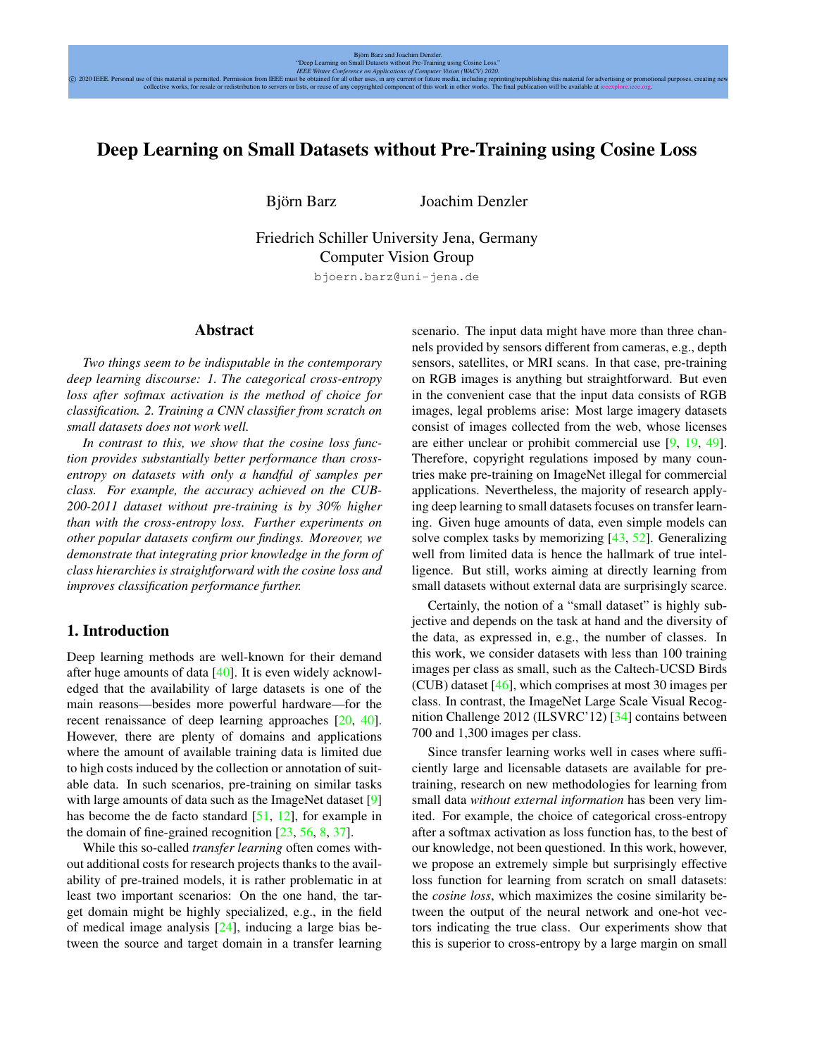# Deep Learning on Small Datasets without Pre-Training using Cosine Loss

Björn Barz Joachim Denzler

Friedrich Schiller University Jena, Germany
Computer Vision Group

bjoern.barz@uni-jena.de

## Abstract

*Two things seem to be indisputable in the contemporary deep learning discourse: 1. The categorical cross-entropy loss after softmax activation is the method of choice for classification. 2. Training a CNN classifier from scratch on small datasets does not work well.*

*In contrast to this, we show that the cosine loss function provides substantially better performance than cross-entropy on datasets with only a handful of samples per class. For example, the accuracy achieved on the CUB-200-2011 dataset without pre-training is by 30% higher than with the cross-entropy loss. Further experiments on other popular datasets confirm our findings. Moreover, we demonstrate that integrating prior knowledge in the form of class hierarchies is straightforward with the cosine loss and improves classification performance further.*

## 1. Introduction

Deep learning methods are well-known for their demand after huge amounts of data [40]. It is even widely acknowledged that the availability of large datasets is one of the main reasons—besides more powerful hardware—for the recent renaissance of deep learning approaches [20, 40]. However, there are plenty of domains and applications where the amount of available training data is limited due to high costs induced by the collection or annotation of suitable data. In such scenarios, pre-training on similar tasks with large amounts of data such as the ImageNet dataset [9] has become the de facto standard [51, 12], for example in the domain of fine-grained recognition [23, 56, 8, 37].

While this so-called *transfer learning* often comes without additional costs for research projects thanks to the availability of pre-trained models, it is rather problematic in at least two important scenarios: On the one hand, the target domain might be highly specialized, e.g., in the field of medical image analysis [24], inducing a large bias between the source and target domain in a transfer learning scenario. The input data might have more than three channels provided by sensors different from cameras, e.g., depth sensors, satellites, or MRI scans. In that case, pre-training on RGB images is anything but straightforward. But even in the convenient case that the input data consists of RGB images, legal problems arise: Most large imagery datasets consist of images collected from the web, whose licenses are either unclear or prohibit commercial use [9, 19, 49]. Therefore, copyright regulations imposed by many countries make pre-training on ImageNet illegal for commercial applications. Nevertheless, the majority of research applying deep learning to small datasets focuses on transfer learning. Given huge amounts of data, even simple models can solve complex tasks by memorizing [43, 52]. Generalizing well from limited data is hence the hallmark of true intelligence. But still, works aiming at directly learning from small datasets without external data are surprisingly scarce.

Certainly, the notion of a "small dataset" is highly subjective and depends on the task at hand and the diversity of the data, as expressed in, e.g., the number of classes. In this work, we consider datasets with less than 100 training images per class as small, such as the Caltech-UCSD Birds (CUB) dataset [46], which comprises at most 30 images per class. In contrast, the ImageNet Large Scale Visual Recognition Challenge 2012 (ILSVRC'12) [34] contains between 700 and 1,300 images per class.

Since transfer learning works well in cases where sufficiently large and licensable datasets are available for pre-training, research on new methodologies for learning from small data *without external information* has been very limited. For example, the choice of categorical cross-entropy after a softmax activation as loss function has, to the best of our knowledge, not been questioned. In this work, however, we propose an extremely simple but surprisingly effective loss function for learning from scratch on small datasets: the *cosine loss*, which maximizes the cosine similarity between the output of the neural network and one-hot vectors indicating the true class. Our experiments show that this is superior to cross-entropy by a large margin on small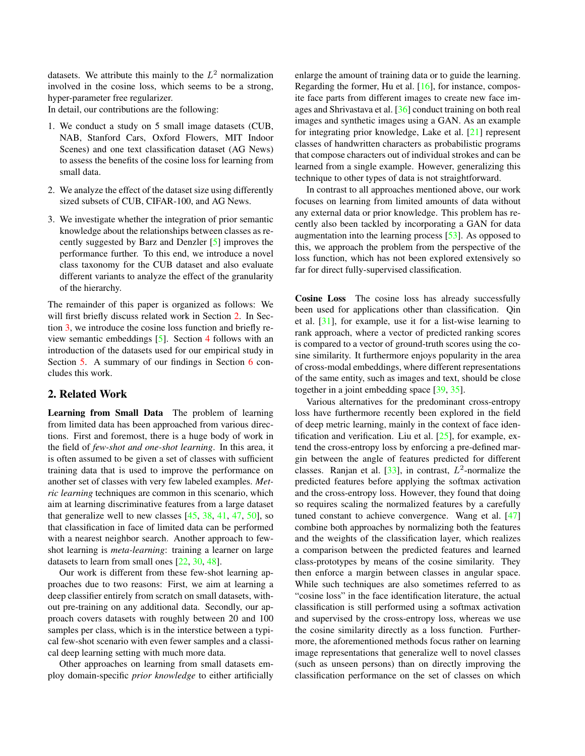datasets. We attribute this mainly to the $L^2$ normalization involved in the cosine loss, which seems to be a strong, hyper-parameter free regularizer.

In detail, our contributions are the following:

1. We conduct a study on 5 small image datasets (CUB, NAB, Stanford Cars, Oxford Flowers, MIT Indoor Scenes) and one text classification dataset (AG News) to assess the benefits of the cosine loss for learning from small data.
2. We analyze the effect of the dataset size using differently sized subsets of CUB, CIFAR-100, and AG News.
3. We investigate whether the integration of prior semantic knowledge about the relationships between classes as recently suggested by Barz and Denzler [5] improves the performance further. To this end, we introduce a novel class taxonomy for the CUB dataset and also evaluate different variants to analyze the effect of the granularity of the hierarchy.

The remainder of this paper is organized as follows: We will first briefly discuss related work in Section 2. In Section 3, we introduce the cosine loss function and briefly review semantic embeddings [5]. Section 4 follows with an introduction of the datasets used for our empirical study in Section 5. A summary of our findings in Section 6 concludes this work.

## 2. Related Work

**Learning from Small Data** The problem of learning from limited data has been approached from various directions. First and foremost, there is a huge body of work in the field of *few-shot and one-shot learning*. In this area, it is often assumed to be given a set of classes with sufficient training data that is used to improve the performance on another set of classes with very few labeled examples. *Metric learning* techniques are common in this scenario, which aim at learning discriminative features from a large dataset that generalize well to new classes [45, 38, 41, 47, 50], so that classification in face of limited data can be performed with a nearest neighbor search. Another approach to few-shot learning is *meta-learning*: training a learner on large datasets to learn from small ones [22, 30, 48].

Our work is different from these few-shot learning approaches due to two reasons: First, we aim at learning a deep classifier entirely from scratch on small datasets, without pre-training on any additional data. Secondly, our approach covers datasets with roughly between 20 and 100 samples per class, which is in the interstice between a typical few-shot scenario with even fewer samples and a classical deep learning setting with much more data.

Other approaches on learning from small datasets employ domain-specific *prior knowledge* to either artificially enlarge the amount of training data or to guide the learning. Regarding the former, Hu et al. [16], for instance, composite face parts from different images to create new face images and Shrivastava et al. [36] conduct training on both real images and synthetic images using a GAN. As an example for integrating prior knowledge, Lake et al. [21] represent classes of handwritten characters as probabilistic programs that compose characters out of individual strokes and can be learned from a single example. However, generalizing this technique to other types of data is not straightforward.

In contrast to all approaches mentioned above, our work focuses on learning from limited amounts of data without any external data or prior knowledge. This problem has recently also been tackled by incorporating a GAN for data augmentation into the learning process [53]. As opposed to this, we approach the problem from the perspective of the loss function, which has not been explored extensively so far for direct fully-supervised classification.

**Cosine Loss** The cosine loss has already successfully been used for applications other than classification. Qin et al. [31], for example, use it for a list-wise learning to rank approach, where a vector of predicted ranking scores is compared to a vector of ground-truth scores using the cosine similarity. It furthermore enjoys popularity in the area of cross-modal embeddings, where different representations of the same entity, such as images and text, should be close together in a joint embedding space [39, 35].

Various alternatives for the predominant cross-entropy loss have furthermore recently been explored in the field of deep metric learning, mainly in the context of face identification and verification. Liu et al. [25], for example, extend the cross-entropy loss by enforcing a pre-defined margin between the angle of features predicted for different classes. Ranjan et al. [33], in contrast, $L^2$-normalize the predicted features before applying the softmax activation and the cross-entropy loss. However, they found that doing so requires scaling the normalized features by a carefully tuned constant to achieve convergence. Wang et al. [47] combine both approaches by normalizing both the features and the weights of the classification layer, which realizes a comparison between the predicted features and learned class-prototypes by means of the cosine similarity. They then enforce a margin between classes in angular space. While such techniques are also sometimes referred to as "cosine loss" in the face identification literature, the actual classification is still performed using a softmax activation and supervised by the cross-entropy loss, whereas we use the cosine similarity directly as a loss function. Furthermore, the aforementioned methods focus rather on learning image representations that generalize well to novel classes (such as unseen persons) than on directly improving the classification performance on the set of classes on which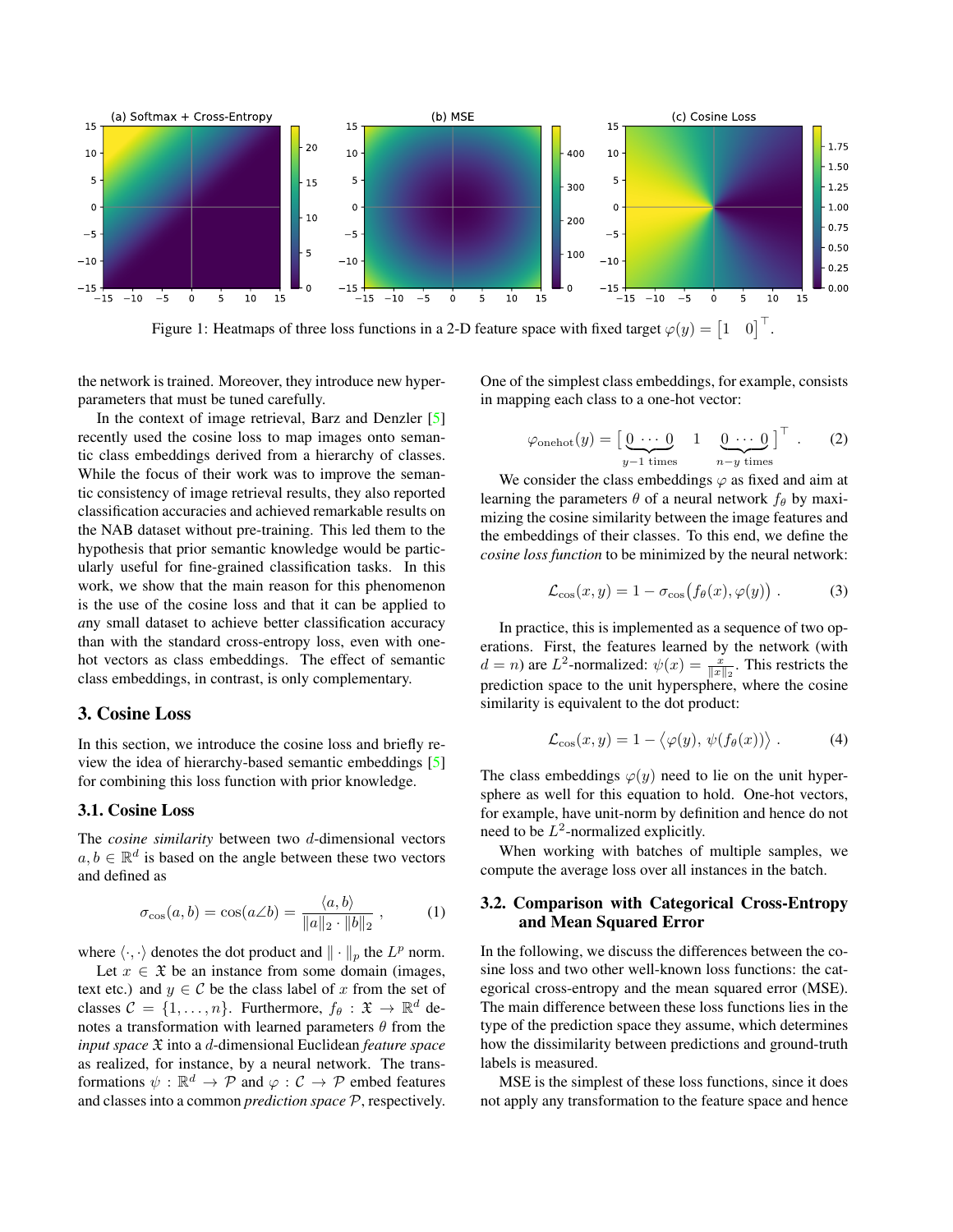Figure 1: Heatmaps of three loss functions in a 2-D feature space with fixed target $\varphi(y) = \begin{bmatrix} 1 & 0 \end{bmatrix}^\top$.

the network is trained. Moreover, they introduce new hyper-parameters that must be tuned carefully.

In the context of image retrieval, Barz and Denzler [5] recently used the cosine loss to map images onto semantic class embeddings derived from a hierarchy of classes. While the focus of their work was to improve the semantic consistency of image retrieval results, they also reported classification accuracies and achieved remarkable results on the NAB dataset without pre-training. This led them to the hypothesis that prior semantic knowledge would be particularly useful for fine-grained classification tasks. In this work, we show that the main reason for this phenomenon is the use of the cosine loss and that it can be applied to *a*ny small dataset to achieve better classification accuracy than with the standard cross-entropy loss, even with one-hot vectors as class embeddings. The effect of semantic class embeddings, in contrast, is only complementary.

## 3. Cosine Loss

In this section, we introduce the cosine loss and briefly review the idea of hierarchy-based semantic embeddings [5] for combining this loss function with prior knowledge.

### 3.1. Cosine Loss

The *cosine similarity* between two $d$-dimensional vectors $a, b \in \mathbb{R}^d$ is based on the angle between these two vectors and defined as

$$\sigma_{\cos}(a, b) = \cos(a \angle b) = \frac{\langle a, b \rangle}{\|a\|_2 \cdot \|b\|_2} \,, \tag{1}$$

where $\langle \cdot, \cdot \rangle$ denotes the dot product and $\| \cdot \|_p$ the $L^p$ norm.

Let $x \in \mathfrak{X}$ be an instance from some domain (images, text etc.) and $y \in \mathcal{C}$ be the class label of $x$ from the set of classes $\mathcal{C} = \{1, \ldots, n\}$. Furthermore, $f_\theta : \mathfrak{X} \to \mathbb{R}^d$ denotes a transformation with learned parameters $\theta$ from the *input space* $\mathfrak{X}$ into a $d$-dimensional Euclidean *feature space* as realized, for instance, by a neural network. The transformations $\psi : \mathbb{R}^d \to \mathcal{P}$ and $\varphi : \mathcal{C} \to \mathcal{P}$ embed features and classes into a common *prediction space* $\mathcal{P}$, respectively. One of the simplest class embeddings, for example, consists in mapping each class to a one-hot vector:

$$\varphi_{\text{onehot}}(y) = \big[ \underbrace{0 \, \cdots \, 0}_{y-1 \text{ times}} \quad 1 \quad \underbrace{0 \, \cdots \, 0}_{n-y \text{ times}} \big]^\top \,. \tag{2}$$

We consider the class embeddings $\varphi$ as fixed and aim at learning the parameters $\theta$ of a neural network $f_\theta$ by maximizing the cosine similarity between the image features and the embeddings of their classes. To this end, we define the *cosine loss function* to be minimized by the neural network:

$$\mathcal{L}_{\cos}(x, y) = 1 - \sigma_{\cos}\big(f_\theta(x), \varphi(y)\big) \,. \tag{3}$$

In practice, this is implemented as a sequence of two operations. First, the features learned by the network (with $d = n$) are $L^2$-normalized: $\psi(x) = \frac{x}{\|x\|_2}$. This restricts the prediction space to the unit hypersphere, where the cosine similarity is equivalent to the dot product:

$$\mathcal{L}_{\cos}(x, y) = 1 - \big\langle \varphi(y),\, \psi(f_\theta(x)) \big\rangle \,. \tag{4}$$

The class embeddings $\varphi(y)$ need to lie on the unit hypersphere as well for this equation to hold. One-hot vectors, for example, have unit-norm by definition and hence do not need to be $L^2$-normalized explicitly.

When working with batches of multiple samples, we compute the average loss over all instances in the batch.

### 3.2. Comparison with Categorical Cross-Entropy and Mean Squared Error

In the following, we discuss the differences between the cosine loss and two other well-known loss functions: the categorical cross-entropy and the mean squared error (MSE). The main difference between these loss functions lies in the type of the prediction space they assume, which determines how the dissimilarity between predictions and ground-truth labels is measured.

MSE is the simplest of these loss functions, since it does not apply any transformation to the feature space and hence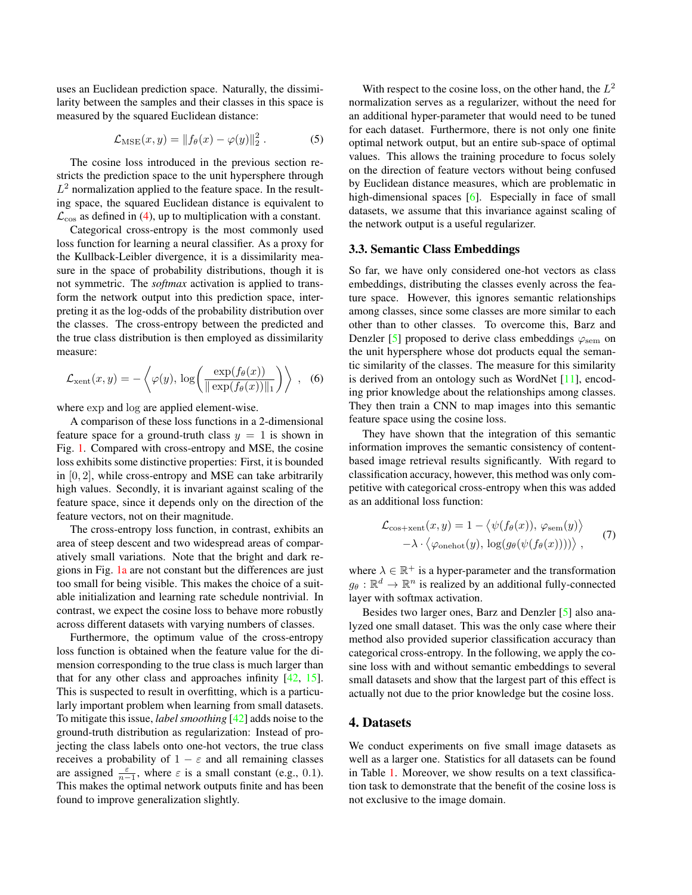uses an Euclidean prediction space. Naturally, the dissimilarity between the samples and their classes in this space is measured by the squared Euclidean distance:

$$\mathcal{L}_{\text{MSE}}(x, y) = \|f_\theta(x) - \varphi(y)\|_2^2 \, . \tag{5}$$

The cosine loss introduced in the previous section restricts the prediction space to the unit hypersphere through $L^2$ normalization applied to the feature space. In the resulting space, the squared Euclidean distance is equivalent to $\mathcal{L}_{\cos}$ as defined in (4), up to multiplication with a constant.

Categorical cross-entropy is the most commonly used loss function for learning a neural classifier. As a proxy for the Kullback-Leibler divergence, it is a dissimilarity measure in the space of probability distributions, though it is not symmetric. The *softmax* activation is applied to transform the network output into this prediction space, interpreting it as the log-odds of the probability distribution over the classes. The cross-entropy between the predicted and the true class distribution is then employed as dissimilarity measure:

$$\mathcal{L}_{\text{xent}}(x, y) = -\left\langle \varphi(y), \, \log\left( \frac{\exp(f_\theta(x))}{\|\exp(f_\theta(x))\|_1} \right) \right\rangle \, , \tag{6}$$

where exp and log are applied element-wise.

A comparison of these loss functions in a 2-dimensional feature space for a ground-truth class $y = 1$ is shown in Fig. 1. Compared with cross-entropy and MSE, the cosine loss exhibits some distinctive properties: First, it is bounded in $[0, 2]$, while cross-entropy and MSE can take arbitrarily high values. Secondly, it is invariant against scaling of the feature space, since it depends only on the direction of the feature vectors, not on their magnitude.

The cross-entropy loss function, in contrast, exhibits an area of steep descent and two widespread areas of comparatively small variations. Note that the bright and dark regions in Fig. 1a are not constant but the differences are just too small for being visible. This makes the choice of a suitable initialization and learning rate schedule nontrivial. In contrast, we expect the cosine loss to behave more robustly across different datasets with varying numbers of classes.

Furthermore, the optimum value of the cross-entropy loss function is obtained when the feature value for the dimension corresponding to the true class is much larger than that for any other class and approaches infinity [42, 15]. This is suspected to result in overfitting, which is a particularly important problem when learning from small datasets. To mitigate this issue, *label smoothing* [42] adds noise to the ground-truth distribution as regularization: Instead of projecting the class labels onto one-hot vectors, the true class receives a probability of $1 - \varepsilon$ and all remaining classes are assigned $\frac{\varepsilon}{n-1}$, where $\varepsilon$ is a small constant (e.g., 0.1). This makes the optimal network outputs finite and has been found to improve generalization slightly.

With respect to the cosine loss, on the other hand, the $L^2$ normalization serves as a regularizer, without the need for an additional hyper-parameter that would need to be tuned for each dataset. Furthermore, there is not only one finite optimal network output, but an entire sub-space of optimal values. This allows the training procedure to focus solely on the direction of feature vectors without being confused by Euclidean distance measures, which are problematic in high-dimensional spaces [6]. Especially in face of small datasets, we assume that this invariance against scaling of the network output is a useful regularizer.

### 3.3. Semantic Class Embeddings

So far, we have only considered one-hot vectors as class embeddings, distributing the classes evenly across the feature space. However, this ignores semantic relationships among classes, since some classes are more similar to each other than to other classes. To overcome this, Barz and Denzler [5] proposed to derive class embeddings $\varphi_{\text{sem}}$ on the unit hypersphere whose dot products equal the semantic similarity of the classes. The measure for this similarity is derived from an ontology such as WordNet [11], encoding prior knowledge about the relationships among classes. They then train a CNN to map images into this semantic feature space using the cosine loss.

They have shown that the integration of this semantic information improves the semantic consistency of content-based image retrieval results significantly. With regard to classification accuracy, however, this method was only competitive with categorical cross-entropy when this was added as an additional loss function:

$$\begin{aligned} \mathcal{L}_{\cos+\text{xent}}(x, y) = 1 &- \left\langle \psi(f_\theta(x)), \, \varphi_{\text{sem}}(y) \right\rangle \\ &- \lambda \cdot \left\langle \varphi_{\text{onehot}}(y), \, \log(g_\theta(\psi(f_\theta(x)))) \right\rangle \, , \end{aligned} \tag{7}$$

where $\lambda \in \mathbb{R}^+$ is a hyper-parameter and the transformation $g_\theta : \mathbb{R}^d \to \mathbb{R}^n$ is realized by an additional fully-connected layer with softmax activation.

Besides two larger ones, Barz and Denzler [5] also analyzed one small dataset. This was the only case where their method also provided superior classification accuracy than categorical cross-entropy. In the following, we apply the cosine loss with and without semantic embeddings to several small datasets and show that the largest part of this effect is actually not due to the prior knowledge but the cosine loss.

## 4. Datasets

We conduct experiments on five small image datasets as well as a larger one. Statistics for all datasets can be found in Table 1. Moreover, we show results on a text classification task to demonstrate that the benefit of the cosine loss is not exclusive to the image domain.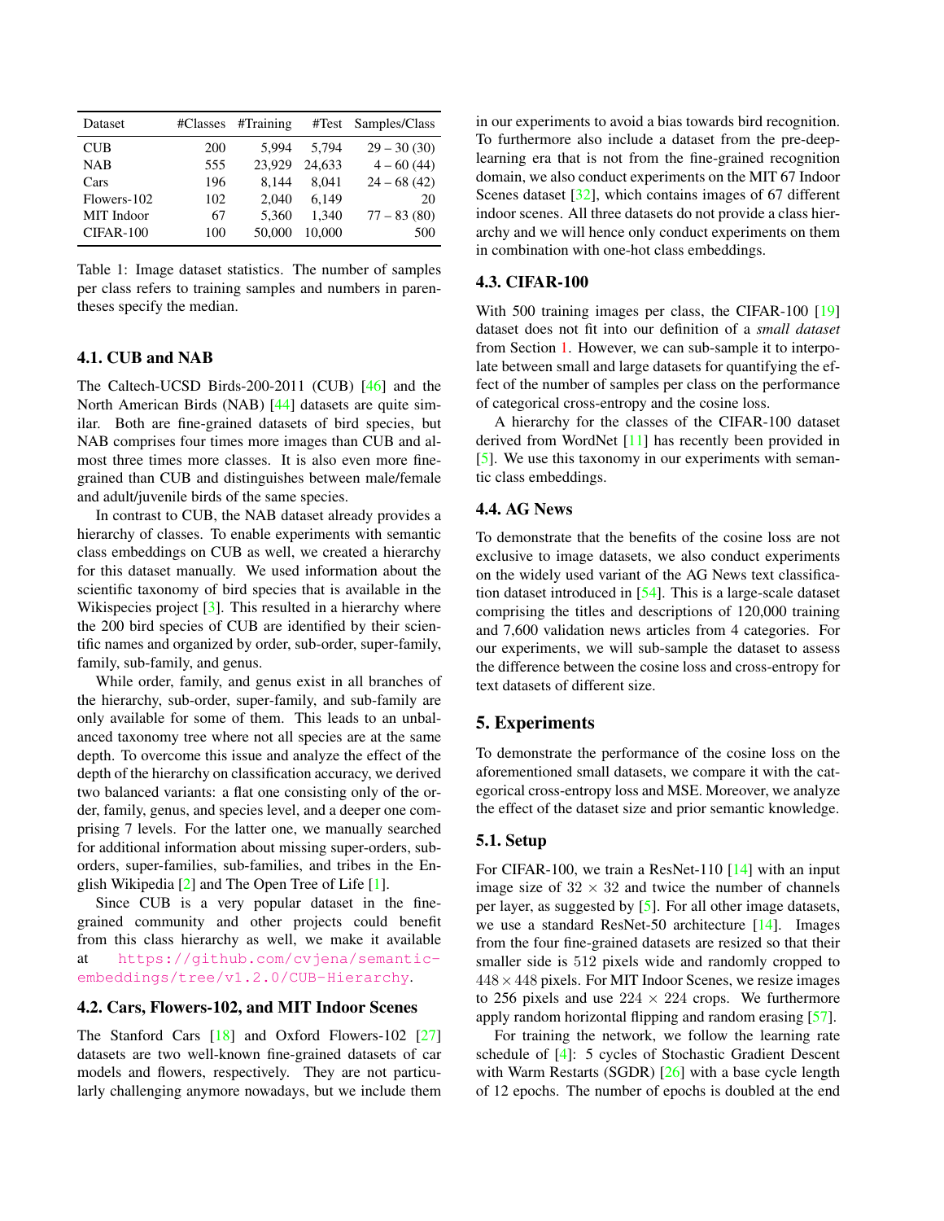| Dataset | #Classes | #Training | #Test | Samples/Class |
|---|---|---|---|---|
| CUB | 200 | 5,994 | 5,794 | 29 – 30 (30) |
| NAB | 555 | 23,929 | 24,633 | 4 – 60 (44) |
| Cars | 196 | 8,144 | 8,041 | 24 – 68 (42) |
| Flowers-102 | 102 | 2,040 | 6,149 | 20 |
| MIT Indoor | 67 | 5,360 | 1,340 | 77 – 83 (80) |
| CIFAR-100 | 100 | 50,000 | 10,000 | 500 |

Table 1: Image dataset statistics. The number of samples per class refers to training samples and numbers in parentheses specify the median.

### 4.1. CUB and NAB

The Caltech-UCSD Birds-200-2011 (CUB) [46] and the North American Birds (NAB) [44] datasets are quite similar. Both are fine-grained datasets of bird species, but NAB comprises four times more images than CUB and almost three times more classes. It is also even more fine-grained than CUB and distinguishes between male/female and adult/juvenile birds of the same species.

In contrast to CUB, the NAB dataset already provides a hierarchy of classes. To enable experiments with semantic class embeddings on CUB as well, we created a hierarchy for this dataset manually. We used information about the scientific taxonomy of bird species that is available in the Wikispecies project [3]. This resulted in a hierarchy where the 200 bird species of CUB are identified by their scientific names and organized by order, sub-order, super-family, family, sub-family, and genus.

While order, family, and genus exist in all branches of the hierarchy, sub-order, super-family, and sub-family are only available for some of them. This leads to an unbalanced taxonomy tree where not all species are at the same depth. To overcome this issue and analyze the effect of the depth of the hierarchy on classification accuracy, we derived two balanced variants: a flat one consisting only of the order, family, genus, and species level, and a deeper one comprising 7 levels. For the latter one, we manually searched for additional information about missing super-orders, sub-orders, super-families, sub-families, and tribes in the English Wikipedia [2] and The Open Tree of Life [1].

Since CUB is a very popular dataset in the fine-grained community and other projects could benefit from this class hierarchy as well, we make it available at https://github.com/cvjena/semantic-embeddings/tree/v1.2.0/CUB-Hierarchy.

### 4.2. Cars, Flowers-102, and MIT Indoor Scenes

The Stanford Cars [18] and Oxford Flowers-102 [27] datasets are two well-known fine-grained datasets of car models and flowers, respectively. They are not particularly challenging anymore nowadays, but we include them in our experiments to avoid a bias towards bird recognition. To furthermore also include a dataset from the pre-deep-learning era that is not from the fine-grained recognition domain, we also conduct experiments on the MIT 67 Indoor Scenes dataset [32], which contains images of 67 different indoor scenes. All three datasets do not provide a class hierarchy and we will hence only conduct experiments on them in combination with one-hot class embeddings.

### 4.3. CIFAR-100

With 500 training images per class, the CIFAR-100 [19] dataset does not fit into our definition of a *small dataset* from Section 1. However, we can sub-sample it to interpolate between small and large datasets for quantifying the effect of the number of samples per class on the performance of categorical cross-entropy and the cosine loss.

A hierarchy for the classes of the CIFAR-100 dataset derived from WordNet [11] has recently been provided in [5]. We use this taxonomy in our experiments with semantic class embeddings.

### 4.4. AG News

To demonstrate that the benefits of the cosine loss are not exclusive to image datasets, we also conduct experiments on the widely used variant of the AG News text classification dataset introduced in [54]. This is a large-scale dataset comprising the titles and descriptions of 120,000 training and 7,600 validation news articles from 4 categories. For our experiments, we will sub-sample the dataset to assess the difference between the cosine loss and cross-entropy for text datasets of different size.

## 5. Experiments

To demonstrate the performance of the cosine loss on the aforementioned small datasets, we compare it with the categorical cross-entropy loss and MSE. Moreover, we analyze the effect of the dataset size and prior semantic knowledge.

### 5.1. Setup

For CIFAR-100, we train a ResNet-110 [14] with an input image size of $32 \times 32$ and twice the number of channels per layer, as suggested by [5]. For all other image datasets, we use a standard ResNet-50 architecture [14]. Images from the four fine-grained datasets are resized so that their smaller side is 512 pixels wide and randomly cropped to $448 \times 448$ pixels. For MIT Indoor Scenes, we resize images to 256 pixels and use $224 \times 224$ crops. We furthermore apply random horizontal flipping and random erasing [57].

For training the network, we follow the learning rate schedule of [4]: 5 cycles of Stochastic Gradient Descent with Warm Restarts (SGDR) [26] with a base cycle length of 12 epochs. The number of epochs is doubled at the end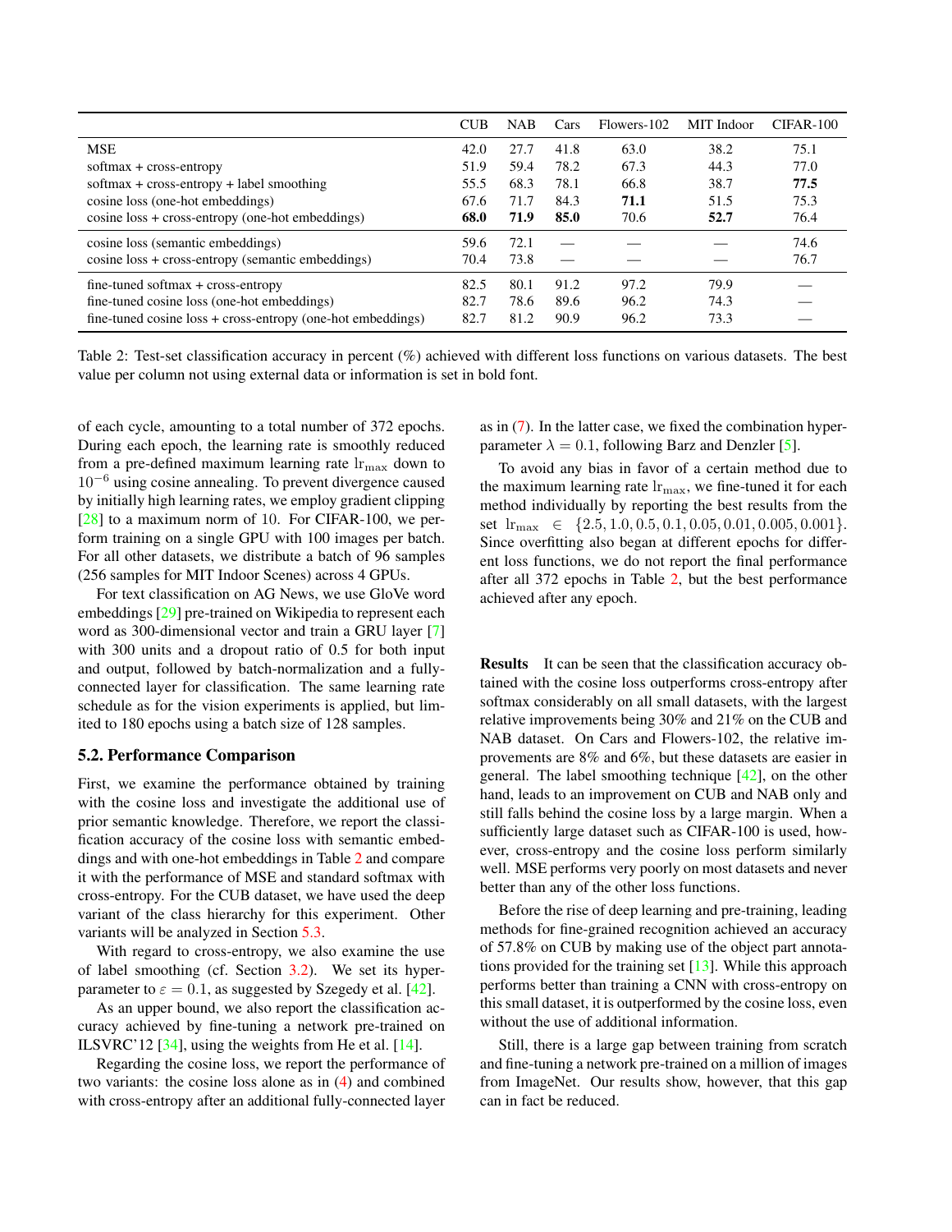| | CUB | NAB | Cars | Flowers-102 | MIT Indoor | CIFAR-100 |
|---|---|---|---|---|---|---|
| MSE | 42.0 | 27.7 | 41.8 | 63.0 | 38.2 | 75.1 |
| softmax + cross-entropy | 51.9 | 59.4 | 78.2 | 67.3 | 44.3 | 77.0 |
| softmax + cross-entropy + label smoothing | 55.5 | 68.3 | 78.1 | 66.8 | 38.7 | **77.5** |
| cosine loss (one-hot embeddings) | 67.6 | 71.7 | 84.3 | **71.1** | 51.5 | 75.3 |
| cosine loss + cross-entropy (one-hot embeddings) | **68.0** | **71.9** | **85.0** | 70.6 | **52.7** | 76.4 |
| cosine loss (semantic embeddings) | 59.6 | 72.1 | — | — | — | 74.6 |
| cosine loss + cross-entropy (semantic embeddings) | 70.4 | 73.8 | — | — | — | 76.7 |
| fine-tuned softmax + cross-entropy | 82.5 | 80.1 | 91.2 | 97.2 | 79.9 | — |
| fine-tuned cosine loss (one-hot embeddings) | 82.7 | 78.6 | 89.6 | 96.2 | 74.3 | — |
| fine-tuned cosine loss + cross-entropy (one-hot embeddings) | 82.7 | 81.2 | 90.9 | 96.2 | 73.3 | — |

Table 2: Test-set classification accuracy in percent (%) achieved with different loss functions on various datasets. The best value per column not using external data or information is set in bold font.

of each cycle, amounting to a total number of 372 epochs. During each epoch, the learning rate is smoothly reduced from a pre-defined maximum learning rate $\text{lr}_{\max}$ down to $10^{-6}$ using cosine annealing. To prevent divergence caused by initially high learning rates, we employ gradient clipping [28] to a maximum norm of 10. For CIFAR-100, we perform training on a single GPU with 100 images per batch. For all other datasets, we distribute a batch of 96 samples (256 samples for MIT Indoor Scenes) across 4 GPUs.

For text classification on AG News, we use GloVe word embeddings [29] pre-trained on Wikipedia to represent each word as 300-dimensional vector and train a GRU layer [7] with 300 units and a dropout ratio of 0.5 for both input and output, followed by batch-normalization and a fully-connected layer for classification. The same learning rate schedule as for the vision experiments is applied, but limited to 180 epochs using a batch size of 128 samples.

## 5.2. Performance Comparison

First, we examine the performance obtained by training with the cosine loss and investigate the additional use of prior semantic knowledge. Therefore, we report the classification accuracy of the cosine loss with semantic embeddings and with one-hot embeddings in Table 2 and compare it with the performance of MSE and standard softmax with cross-entropy. For the CUB dataset, we have used the deep variant of the class hierarchy for this experiment. Other variants will be analyzed in Section 5.3.

With regard to cross-entropy, we also examine the use of label smoothing (cf. Section 3.2). We set its hyper-parameter to $\varepsilon = 0.1$, as suggested by Szegedy et al. [42].

As an upper bound, we also report the classification accuracy achieved by fine-tuning a network pre-trained on ILSVRC'12 [34], using the weights from He et al. [14].

Regarding the cosine loss, we report the performance of two variants: the cosine loss alone as in (4) and combined with cross-entropy after an additional fully-connected layer as in (7). In the latter case, we fixed the combination hyper-parameter $\lambda = 0.1$, following Barz and Denzler [5].

To avoid any bias in favor of a certain method due to the maximum learning rate $\text{lr}_{\max}$, we fine-tuned it for each method individually by reporting the best results from the set $\text{lr}_{\max} \in \{2.5, 1.0, 0.5, 0.1, 0.05, 0.01, 0.005, 0.001\}$. Since overfitting also began at different epochs for different loss functions, we do not report the final performance after all 372 epochs in Table 2, but the best performance achieved after any epoch.

**Results** It can be seen that the classification accuracy obtained with the cosine loss outperforms cross-entropy after softmax considerably on all small datasets, with the largest relative improvements being 30% and 21% on the CUB and NAB dataset. On Cars and Flowers-102, the relative improvements are 8% and 6%, but these datasets are easier in general. The label smoothing technique [42], on the other hand, leads to an improvement on CUB and NAB only and still falls behind the cosine loss by a large margin. When a sufficiently large dataset such as CIFAR-100 is used, however, cross-entropy and the cosine loss perform similarly well. MSE performs very poorly on most datasets and never better than any of the other loss functions.

Before the rise of deep learning and pre-training, leading methods for fine-grained recognition achieved an accuracy of 57.8% on CUB by making use of the object part annotations provided for the training set [13]. While this approach performs better than training a CNN with cross-entropy on this small dataset, it is outperformed by the cosine loss, even without the use of additional information.

Still, there is a large gap between training from scratch and fine-tuning a network pre-trained on a million of images from ImageNet. Our results show, however, that this gap can in fact be reduced.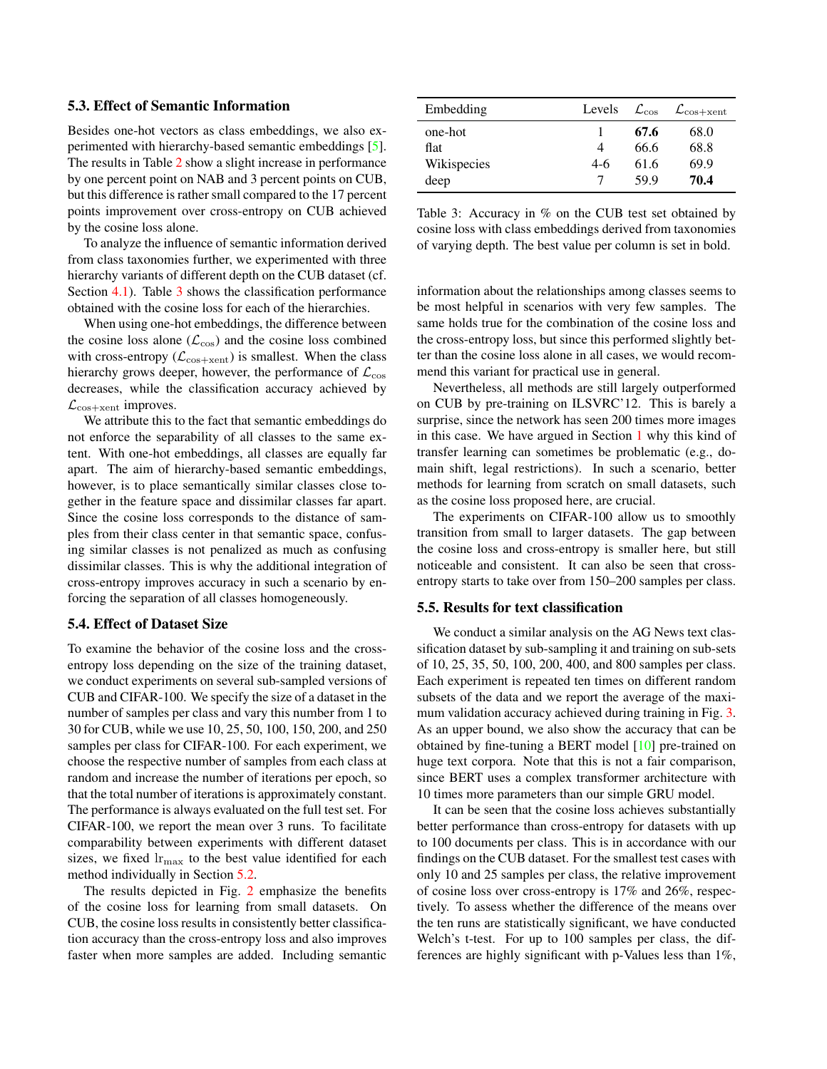### 5.3. Effect of Semantic Information

Besides one-hot vectors as class embeddings, we also experimented with hierarchy-based semantic embeddings [5]. The results in Table 2 show a slight increase in performance by one percent point on NAB and 3 percent points on CUB, but this difference is rather small compared to the 17 percent points improvement over cross-entropy on CUB achieved by the cosine loss alone.

To analyze the influence of semantic information derived from class taxonomies further, we experimented with three hierarchy variants of different depth on the CUB dataset (cf. Section 4.1). Table 3 shows the classification performance obtained with the cosine loss for each of the hierarchies.

When using one-hot embeddings, the difference between the cosine loss alone ($\mathcal{L}_{\mathrm{cos}}$) and the cosine loss combined with cross-entropy ($\mathcal{L}_{\mathrm{cos+xent}}$) is smallest. When the class hierarchy grows deeper, however, the performance of $\mathcal{L}_{\mathrm{cos}}$ decreases, while the classification accuracy achieved by $\mathcal{L}_{\mathrm{cos+xent}}$ improves.

We attribute this to the fact that semantic embeddings do not enforce the separability of all classes to the same extent. With one-hot embeddings, all classes are equally far apart. The aim of hierarchy-based semantic embeddings, however, is to place semantically similar classes close together in the feature space and dissimilar classes far apart. Since the cosine loss corresponds to the distance of samples from their class center in that semantic space, confusing similar classes is not penalized as much as confusing dissimilar classes. This is why the additional integration of cross-entropy improves accuracy in such a scenario by enforcing the separation of all classes homogeneously.

### 5.4. Effect of Dataset Size

To examine the behavior of the cosine loss and the cross-entropy loss depending on the size of the training dataset, we conduct experiments on several sub-sampled versions of CUB and CIFAR-100. We specify the size of a dataset in the number of samples per class and vary this number from 1 to 30 for CUB, while we use 10, 25, 50, 100, 150, 200, and 250 samples per class for CIFAR-100. For each experiment, we choose the respective number of samples from each class at random and increase the number of iterations per epoch, so that the total number of iterations is approximately constant. The performance is always evaluated on the full test set. For CIFAR-100, we report the mean over 3 runs. To facilitate comparability between experiments with different dataset sizes, we fixed $\mathrm{lr}_{\mathrm{max}}$ to the best value identified for each method individually in Section 5.2.

The results depicted in Fig. 2 emphasize the benefits of the cosine loss for learning from small datasets. On CUB, the cosine loss results in consistently better classification accuracy than the cross-entropy loss and also improves faster when more samples are added. Including semantic information about the relationships among classes seems to be most helpful in scenarios with very few samples. The same holds true for the combination of the cosine loss and the cross-entropy loss, but since this performed slightly better than the cosine loss alone in all cases, we would recommend this variant for practical use in general.

| Embedding | Levels | $\mathcal{L}_{\mathrm{cos}}$ | $\mathcal{L}_{\mathrm{cos+xent}}$ |
|---|---|---|---|
| one-hot | 1 | **67.6** | 68.0 |
| flat | 4 | 66.6 | 68.8 |
| Wikispecies | 4-6 | 61.6 | 69.9 |
| deep | 7 | 59.9 | **70.4** |

Table 3: Accuracy in % on the CUB test set obtained by cosine loss with class embeddings derived from taxonomies of varying depth. The best value per column is set in bold.

Nevertheless, all methods are still largely outperformed on CUB by pre-training on ILSVRC'12. This is barely a surprise, since the network has seen 200 times more images in this case. We have argued in Section 1 why this kind of transfer learning can sometimes be problematic (e.g., domain shift, legal restrictions). In such a scenario, better methods for learning from scratch on small datasets, such as the cosine loss proposed here, are crucial.

The experiments on CIFAR-100 allow us to smoothly transition from small to larger datasets. The gap between the cosine loss and cross-entropy is smaller here, but still noticeable and consistent. It can also be seen that cross-entropy starts to take over from 150–200 samples per class.

### 5.5. Results for text classification

We conduct a similar analysis on the AG News text classification dataset by sub-sampling it and training on sub-sets of 10, 25, 35, 50, 100, 200, 400, and 800 samples per class. Each experiment is repeated ten times on different random subsets of the data and we report the average of the maximum validation accuracy achieved during training in Fig. 3. As an upper bound, we also show the accuracy that can be obtained by fine-tuning a BERT model [10] pre-trained on huge text corpora. Note that this is not a fair comparison, since BERT uses a complex transformer architecture with 10 times more parameters than our simple GRU model.

It can be seen that the cosine loss achieves substantially better performance than cross-entropy for datasets with up to 100 documents per class. This is in accordance with our findings on the CUB dataset. For the smallest test cases with only 10 and 25 samples per class, the relative improvement of cosine loss over cross-entropy is 17% and 26%, respectively. To assess whether the difference of the means over the ten runs are statistically significant, we have conducted Welch's t-test. For up to 100 samples per class, the differences are highly significant with p-Values less than 1%,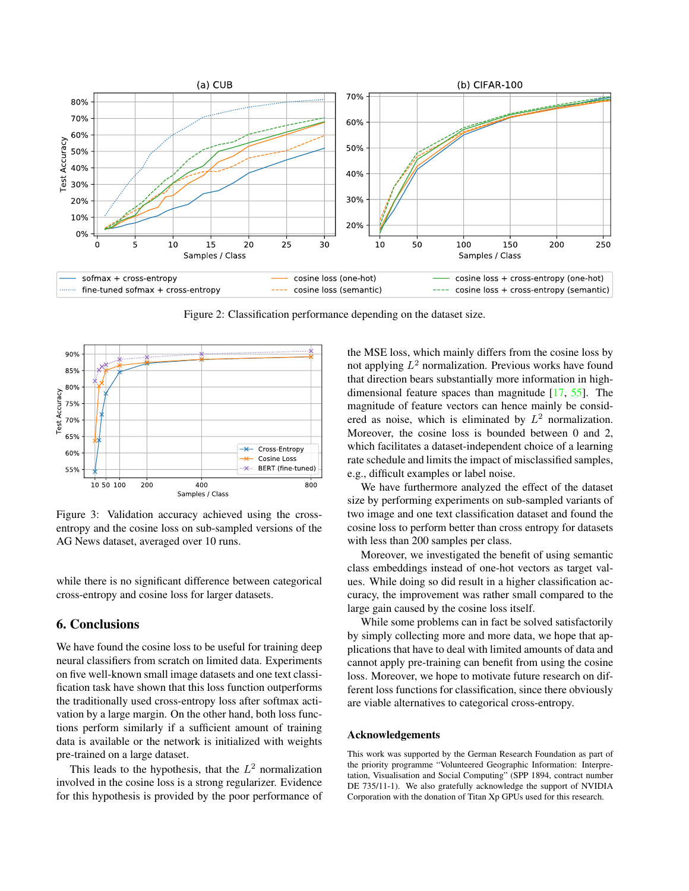Figure 2: Classification performance depending on the dataset size.

Figure 3: Validation accuracy achieved using the cross-entropy and the cosine loss on sub-sampled versions of the AG News dataset, averaged over 10 runs.

while there is no significant difference between categorical cross-entropy and cosine loss for larger datasets.

## 6. Conclusions

We have found the cosine loss to be useful for training deep neural classifiers from scratch on limited data. Experiments on five well-known small image datasets and one text classification task have shown that this loss function outperforms the traditionally used cross-entropy loss after softmax activation by a large margin. On the other hand, both loss functions perform similarly if a sufficient amount of training data is available or the network is initialized with weights pre-trained on a large dataset.

This leads to the hypothesis, that the $L^2$ normalization involved in the cosine loss is a strong regularizer. Evidence for this hypothesis is provided by the poor performance of the MSE loss, which mainly differs from the cosine loss by not applying $L^2$ normalization. Previous works have found that direction bears substantially more information in high-dimensional feature spaces than magnitude [17, 55]. The magnitude of feature vectors can hence mainly be considered as noise, which is eliminated by $L^2$ normalization. Moreover, the cosine loss is bounded between 0 and 2, which facilitates a dataset-independent choice of a learning rate schedule and limits the impact of misclassified samples, e.g., difficult examples or label noise.

We have furthermore analyzed the effect of the dataset size by performing experiments on sub-sampled variants of two image and one text classification dataset and found the cosine loss to perform better than cross entropy for datasets with less than 200 samples per class.

Moreover, we investigated the benefit of using semantic class embeddings instead of one-hot vectors as target values. While doing so did result in a higher classification accuracy, the improvement was rather small compared to the large gain caused by the cosine loss itself.

While some problems can in fact be solved satisfactorily by simply collecting more and more data, we hope that applications that have to deal with limited amounts of data and cannot apply pre-training can benefit from using the cosine loss. Moreover, we hope to motivate future research on different loss functions for classification, since there obviously are viable alternatives to categorical cross-entropy.

### Acknowledgements

This work was supported by the German Research Foundation as part of the priority programme "Volunteered Geographic Information: Interpretation, Visualisation and Social Computing" (SPP 1894, contract number DE 735/11-1). We also gratefully acknowledge the support of NVIDIA Corporation with the donation of Titan Xp GPUs used for this research.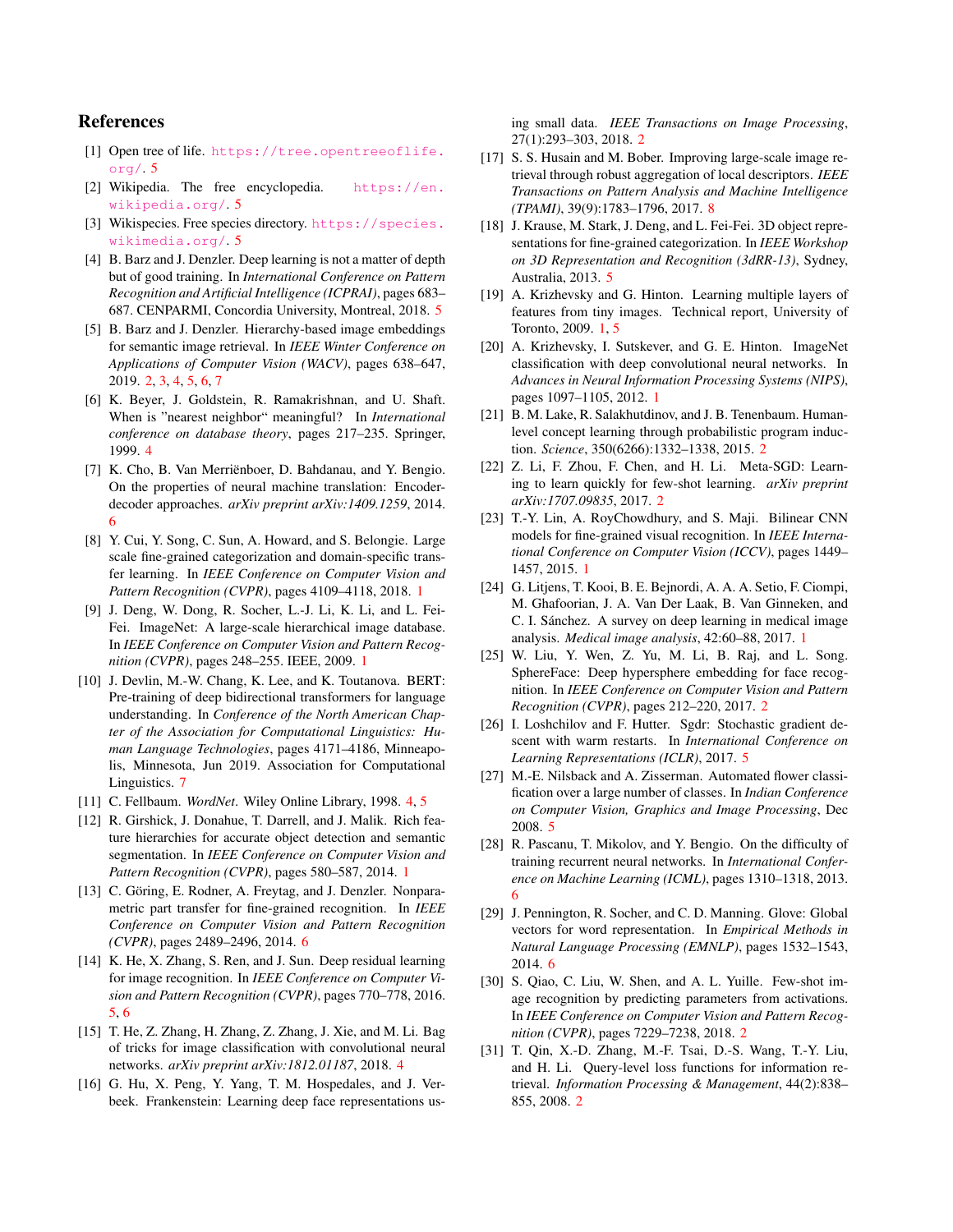## References

[1] Open tree of life. https://tree.opentreeoflife.org/. 5

[2] Wikipedia. The free encyclopedia. https://en.wikipedia.org/. 5

[3] Wikispecies. Free species directory. https://species.wikimedia.org/. 5

[4] B. Barz and J. Denzler. Deep learning is not a matter of depth but of good training. In *International Conference on Pattern Recognition and Artificial Intelligence (ICPRAI)*, pages 683–687. CENPARMI, Concordia University, Montreal, 2018. 5

[5] B. Barz and J. Denzler. Hierarchy-based image embeddings for semantic image retrieval. In *IEEE Winter Conference on Applications of Computer Vision (WACV)*, pages 638–647, 2019. 2, 3, 4, 5, 6, 7

[6] K. Beyer, J. Goldstein, R. Ramakrishnan, and U. Shaft. When is "nearest neighbor" meaningful? In *International conference on database theory*, pages 217–235. Springer, 1999. 4

[7] K. Cho, B. Van Merriënboer, D. Bahdanau, and Y. Bengio. On the properties of neural machine translation: Encoder-decoder approaches. *arXiv preprint arXiv:1409.1259*, 2014. 6

[8] Y. Cui, Y. Song, C. Sun, A. Howard, and S. Belongie. Large scale fine-grained categorization and domain-specific transfer learning. In *IEEE Conference on Computer Vision and Pattern Recognition (CVPR)*, pages 4109–4118, 2018. 1

[9] J. Deng, W. Dong, R. Socher, L.-J. Li, K. Li, and L. Fei-Fei. ImageNet: A large-scale hierarchical image database. In *IEEE Conference on Computer Vision and Pattern Recognition (CVPR)*, pages 248–255. IEEE, 2009. 1

[10] J. Devlin, M.-W. Chang, K. Lee, and K. Toutanova. BERT: Pre-training of deep bidirectional transformers for language understanding. In *Conference of the North American Chapter of the Association for Computational Linguistics: Human Language Technologies*, pages 4171–4186, Minneapolis, Minnesota, Jun 2019. Association for Computational Linguistics. 7

[11] C. Fellbaum. *WordNet*. Wiley Online Library, 1998. 4, 5

[12] R. Girshick, J. Donahue, T. Darrell, and J. Malik. Rich feature hierarchies for accurate object detection and semantic segmentation. In *IEEE Conference on Computer Vision and Pattern Recognition (CVPR)*, pages 580–587, 2014. 1

[13] C. Göring, E. Rodner, A. Freytag, and J. Denzler. Nonparametric part transfer for fine-grained recognition. In *IEEE Conference on Computer Vision and Pattern Recognition (CVPR)*, pages 2489–2496, 2014. 6

[14] K. He, X. Zhang, S. Ren, and J. Sun. Deep residual learning for image recognition. In *IEEE Conference on Computer Vision and Pattern Recognition (CVPR)*, pages 770–778, 2016. 5, 6

[15] T. He, Z. Zhang, H. Zhang, Z. Zhang, J. Xie, and M. Li. Bag of tricks for image classification with convolutional neural networks. *arXiv preprint arXiv:1812.01187*, 2018. 4

[16] G. Hu, X. Peng, Y. Yang, T. M. Hospedales, and J. Verbeek. Frankenstein: Learning deep face representations using small data. *IEEE Transactions on Image Processing*, 27(1):293–303, 2018. 2

[17] S. S. Husain and M. Bober. Improving large-scale image retrieval through robust aggregation of local descriptors. *IEEE Transactions on Pattern Analysis and Machine Intelligence (TPAMI)*, 39(9):1783–1796, 2017. 8

[18] J. Krause, M. Stark, J. Deng, and L. Fei-Fei. 3D object representations for fine-grained categorization. In *IEEE Workshop on 3D Representation and Recognition (3dRR-13)*, Sydney, Australia, 2013. 5

[19] A. Krizhevsky and G. Hinton. Learning multiple layers of features from tiny images. Technical report, University of Toronto, 2009. 1, 5

[20] A. Krizhevsky, I. Sutskever, and G. E. Hinton. ImageNet classification with deep convolutional neural networks. In *Advances in Neural Information Processing Systems (NIPS)*, pages 1097–1105, 2012. 1

[21] B. M. Lake, R. Salakhutdinov, and J. B. Tenenbaum. Human-level concept learning through probabilistic program induction. *Science*, 350(6266):1332–1338, 2015. 2

[22] Z. Li, F. Zhou, F. Chen, and H. Li. Meta-SGD: Learning to learn quickly for few-shot learning. *arXiv preprint arXiv:1707.09835*, 2017. 2

[23] T.-Y. Lin, A. RoyChowdhury, and S. Maji. Bilinear CNN models for fine-grained visual recognition. In *IEEE International Conference on Computer Vision (ICCV)*, pages 1449–1457, 2015. 1

[24] G. Litjens, T. Kooi, B. E. Bejnordi, A. A. A. Setio, F. Ciompi, M. Ghafoorian, J. A. Van Der Laak, B. Van Ginneken, and C. I. Sánchez. A survey on deep learning in medical image analysis. *Medical image analysis*, 42:60–88, 2017. 1

[25] W. Liu, Y. Wen, Z. Yu, M. Li, B. Raj, and L. Song. SphereFace: Deep hypersphere embedding for face recognition. In *IEEE Conference on Computer Vision and Pattern Recognition (CVPR)*, pages 212–220, 2017. 2

[26] I. Loshchilov and F. Hutter. Sgdr: Stochastic gradient descent with warm restarts. In *International Conference on Learning Representations (ICLR)*, 2017. 5

[27] M.-E. Nilsback and A. Zisserman. Automated flower classification over a large number of classes. In *Indian Conference on Computer Vision, Graphics and Image Processing*, Dec 2008. 5

[28] R. Pascanu, T. Mikolov, and Y. Bengio. On the difficulty of training recurrent neural networks. In *International Conference on Machine Learning (ICML)*, pages 1310–1318, 2013. 6

[29] J. Pennington, R. Socher, and C. D. Manning. Glove: Global vectors for word representation. In *Empirical Methods in Natural Language Processing (EMNLP)*, pages 1532–1543, 2014. 6

[30] S. Qiao, C. Liu, W. Shen, and A. L. Yuille. Few-shot image recognition by predicting parameters from activations. In *IEEE Conference on Computer Vision and Pattern Recognition (CVPR)*, pages 7229–7238, 2018. 2

[31] T. Qin, X.-D. Zhang, M.-F. Tsai, D.-S. Wang, T.-Y. Liu, and H. Li. Query-level loss functions for information retrieval. *Information Processing & Management*, 44(2):838–855, 2008. 2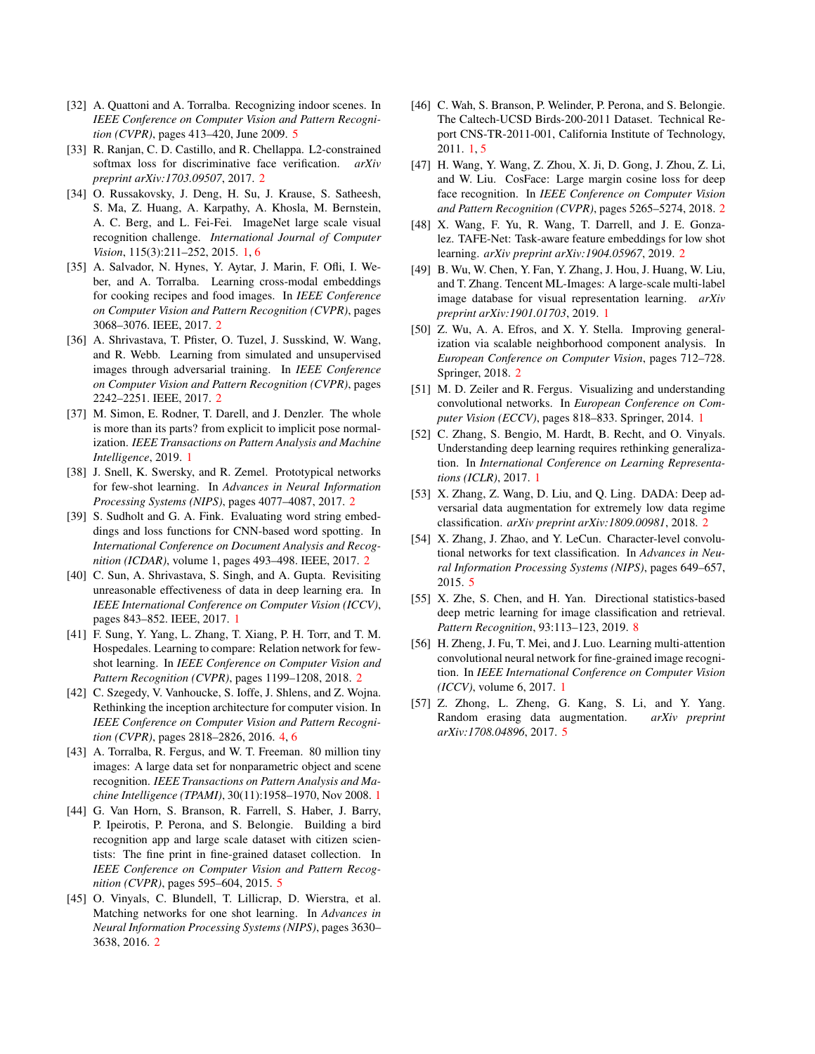[32] A. Quattoni and A. Torralba. Recognizing indoor scenes. In *IEEE Conference on Computer Vision and Pattern Recognition (CVPR)*, pages 413–420, June 2009. 5

[33] R. Ranjan, C. D. Castillo, and R. Chellappa. L2-constrained softmax loss for discriminative face verification. *arXiv preprint arXiv:1703.09507*, 2017. 2

[34] O. Russakovsky, J. Deng, H. Su, J. Krause, S. Satheesh, S. Ma, Z. Huang, A. Karpathy, A. Khosla, M. Bernstein, A. C. Berg, and L. Fei-Fei. ImageNet large scale visual recognition challenge. *International Journal of Computer Vision*, 115(3):211–252, 2015. 1, 6

[35] A. Salvador, N. Hynes, Y. Aytar, J. Marin, F. Ofli, I. Weber, and A. Torralba. Learning cross-modal embeddings for cooking recipes and food images. In *IEEE Conference on Computer Vision and Pattern Recognition (CVPR)*, pages 3068–3076. IEEE, 2017. 2

[36] A. Shrivastava, T. Pfister, O. Tuzel, J. Susskind, W. Wang, and R. Webb. Learning from simulated and unsupervised images through adversarial training. In *IEEE Conference on Computer Vision and Pattern Recognition (CVPR)*, pages 2242–2251. IEEE, 2017. 2

[37] M. Simon, E. Rodner, T. Darell, and J. Denzler. The whole is more than its parts? from explicit to implicit pose normalization. *IEEE Transactions on Pattern Analysis and Machine Intelligence*, 2019. 1

[38] J. Snell, K. Swersky, and R. Zemel. Prototypical networks for few-shot learning. In *Advances in Neural Information Processing Systems (NIPS)*, pages 4077–4087, 2017. 2

[39] S. Sudholt and G. A. Fink. Evaluating word string embeddings and loss functions for CNN-based word spotting. In *International Conference on Document Analysis and Recognition (ICDAR)*, volume 1, pages 493–498. IEEE, 2017. 2

[40] C. Sun, A. Shrivastava, S. Singh, and A. Gupta. Revisiting unreasonable effectiveness of data in deep learning era. In *IEEE International Conference on Computer Vision (ICCV)*, pages 843–852. IEEE, 2017. 1

[41] F. Sung, Y. Yang, L. Zhang, T. Xiang, P. H. Torr, and T. M. Hospedales. Learning to compare: Relation network for few-shot learning. In *IEEE Conference on Computer Vision and Pattern Recognition (CVPR)*, pages 1199–1208, 2018. 2

[42] C. Szegedy, V. Vanhoucke, S. Ioffe, J. Shlens, and Z. Wojna. Rethinking the inception architecture for computer vision. In *IEEE Conference on Computer Vision and Pattern Recognition (CVPR)*, pages 2818–2826, 2016. 4, 6

[43] A. Torralba, R. Fergus, and W. T. Freeman. 80 million tiny images: A large data set for nonparametric object and scene recognition. *IEEE Transactions on Pattern Analysis and Machine Intelligence (TPAMI)*, 30(11):1958–1970, Nov 2008. 1

[44] G. Van Horn, S. Branson, R. Farrell, S. Haber, J. Barry, P. Ipeirotis, P. Perona, and S. Belongie. Building a bird recognition app and large scale dataset with citizen scientists: The fine print in fine-grained dataset collection. In *IEEE Conference on Computer Vision and Pattern Recognition (CVPR)*, pages 595–604, 2015. 5

[45] O. Vinyals, C. Blundell, T. Lillicrap, D. Wierstra, et al. Matching networks for one shot learning. In *Advances in Neural Information Processing Systems (NIPS)*, pages 3630–3638, 2016. 2

[46] C. Wah, S. Branson, P. Welinder, P. Perona, and S. Belongie. The Caltech-UCSD Birds-200-2011 Dataset. Technical Report CNS-TR-2011-001, California Institute of Technology, 2011. 1, 5

[47] H. Wang, Y. Wang, Z. Zhou, X. Ji, D. Gong, J. Zhou, Z. Li, and W. Liu. CosFace: Large margin cosine loss for deep face recognition. In *IEEE Conference on Computer Vision and Pattern Recognition (CVPR)*, pages 5265–5274, 2018. 2

[48] X. Wang, F. Yu, R. Wang, T. Darrell, and J. E. Gonzalez. TAFE-Net: Task-aware feature embeddings for low shot learning. *arXiv preprint arXiv:1904.05967*, 2019. 2

[49] B. Wu, W. Chen, Y. Fan, Y. Zhang, J. Hou, J. Huang, W. Liu, and T. Zhang. Tencent ML-Images: A large-scale multi-label image database for visual representation learning. *arXiv preprint arXiv:1901.01703*, 2019. 1

[50] Z. Wu, A. A. Efros, and X. Y. Stella. Improving generalization via scalable neighborhood component analysis. In *European Conference on Computer Vision*, pages 712–728. Springer, 2018. 2

[51] M. D. Zeiler and R. Fergus. Visualizing and understanding convolutional networks. In *European Conference on Computer Vision (ECCV)*, pages 818–833. Springer, 2014. 1

[52] C. Zhang, S. Bengio, M. Hardt, B. Recht, and O. Vinyals. Understanding deep learning requires rethinking generalization. In *International Conference on Learning Representations (ICLR)*, 2017. 1

[53] X. Zhang, Z. Wang, D. Liu, and Q. Ling. DADA: Deep adversarial data augmentation for extremely low data regime classification. *arXiv preprint arXiv:1809.00981*, 2018. 2

[54] X. Zhang, J. Zhao, and Y. LeCun. Character-level convolutional networks for text classification. In *Advances in Neural Information Processing Systems (NIPS)*, pages 649–657, 2015. 5

[55] X. Zhe, S. Chen, and H. Yan. Directional statistics-based deep metric learning for image classification and retrieval. *Pattern Recognition*, 93:113–123, 2019. 8

[56] H. Zheng, J. Fu, T. Mei, and J. Luo. Learning multi-attention convolutional neural network for fine-grained image recognition. In *IEEE International Conference on Computer Vision (ICCV)*, volume 6, 2017. 1

[57] Z. Zhong, L. Zheng, G. Kang, S. Li, and Y. Yang. Random erasing data augmentation. *arXiv preprint arXiv:1708.04896*, 2017. 5